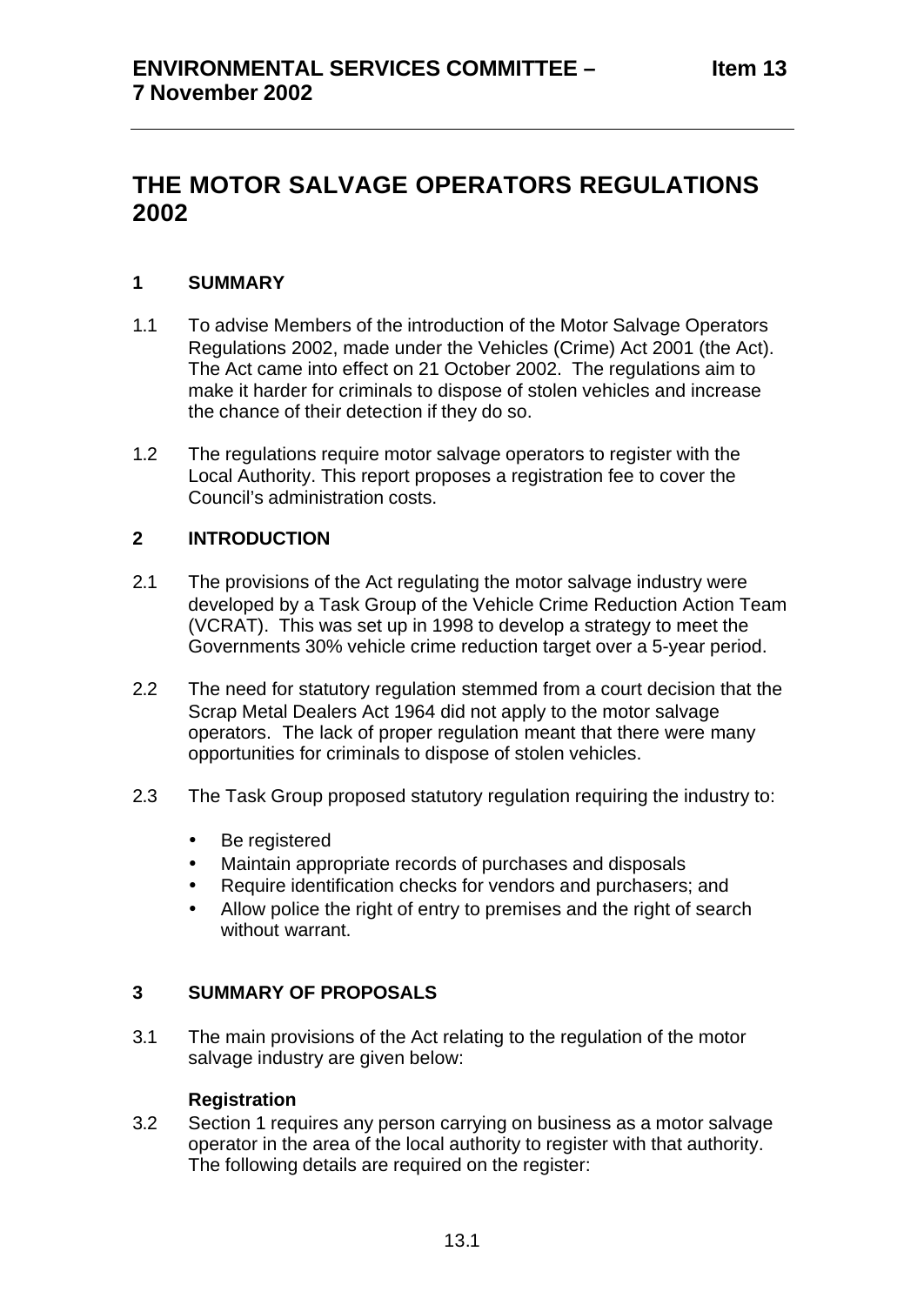**ENVIRONMENTAL SERVICES COMMITTEE – 7 November 2002** **Item 13**

# THE MOTOR SALVAGE OPERATORS REGULATIONS 2002

## 1 SUMMARY

1.1 To advise Members of the introduction of the Motor Salvage Operators Regulations 2002, made under the Vehicles (Crime) Act 2001 (the Act). The Act came into effect on 21 October 2002. The regulations aim to make it harder for criminals to dispose of stolen vehicles and increase the chance of their detection if they do so.

1.2 The regulations require motor salvage operators to register with the Local Authority. This report proposes a registration fee to cover the Council's administration costs.

## 2 INTRODUCTION

2.1 The provisions of the Act regulating the motor salvage industry were developed by a Task Group of the Vehicle Crime Reduction Action Team (VCRAT). This was set up in 1998 to develop a strategy to meet the Governments 30% vehicle crime reduction target over a 5-year period.

2.2 The need for statutory regulation stemmed from a court decision that the Scrap Metal Dealers Act 1964 did not apply to the motor salvage operators. The lack of proper regulation meant that there were many opportunities for criminals to dispose of stolen vehicles.

2.3 The Task Group proposed statutory regulation requiring the industry to:

- Be registered
- Maintain appropriate records of purchases and disposals
- Require identification checks for vendors and purchasers; and
- Allow police the right of entry to premises and the right of search without warrant.

## 3 SUMMARY OF PROPOSALS

3.1 The main provisions of the Act relating to the regulation of the motor salvage industry are given below:

**Registration**

3.2 Section 1 requires any person carrying on business as a motor salvage operator in the area of the local authority to register with that authority. The following details are required on the register: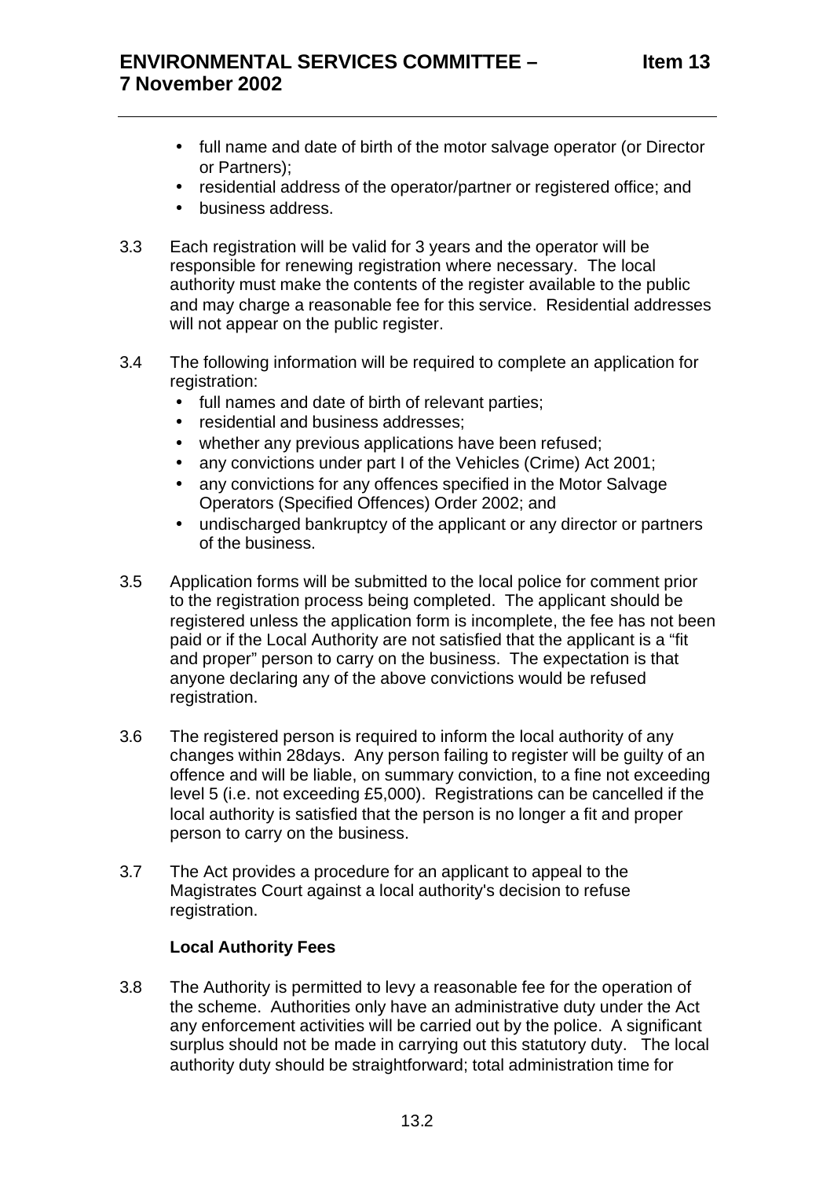- full name and date of birth of the motor salvage operator (or Director or Partners);
- residential address of the operator/partner or registered office; and
- business address.

3.3 Each registration will be valid for 3 years and the operator will be responsible for renewing registration where necessary. The local authority must make the contents of the register available to the public and may charge a reasonable fee for this service. Residential addresses will not appear on the public register.

3.4 The following information will be required to complete an application for registration:

- full names and date of birth of relevant parties;
- residential and business addresses;
- whether any previous applications have been refused;
- any convictions under part I of the Vehicles (Crime) Act 2001;
- any convictions for any offences specified in the Motor Salvage Operators (Specified Offences) Order 2002; and
- undischarged bankruptcy of the applicant or any director or partners of the business.

3.5 Application forms will be submitted to the local police for comment prior to the registration process being completed. The applicant should be registered unless the application form is incomplete, the fee has not been paid or if the Local Authority are not satisfied that the applicant is a "fit and proper" person to carry on the business. The expectation is that anyone declaring any of the above convictions would be refused registration.

3.6 The registered person is required to inform the local authority of any changes within 28days. Any person failing to register will be guilty of an offence and will be liable, on summary conviction, to a fine not exceeding level 5 (i.e. not exceeding £5,000). Registrations can be cancelled if the local authority is satisfied that the person is no longer a fit and proper person to carry on the business.

3.7 The Act provides a procedure for an applicant to appeal to the Magistrates Court against a local authority's decision to refuse registration.

**Local Authority Fees**

3.8 The Authority is permitted to levy a reasonable fee for the operation of the scheme. Authorities only have an administrative duty under the Act any enforcement activities will be carried out by the police. A significant surplus should not be made in carrying out this statutory duty. The local authority duty should be straightforward; total administration time for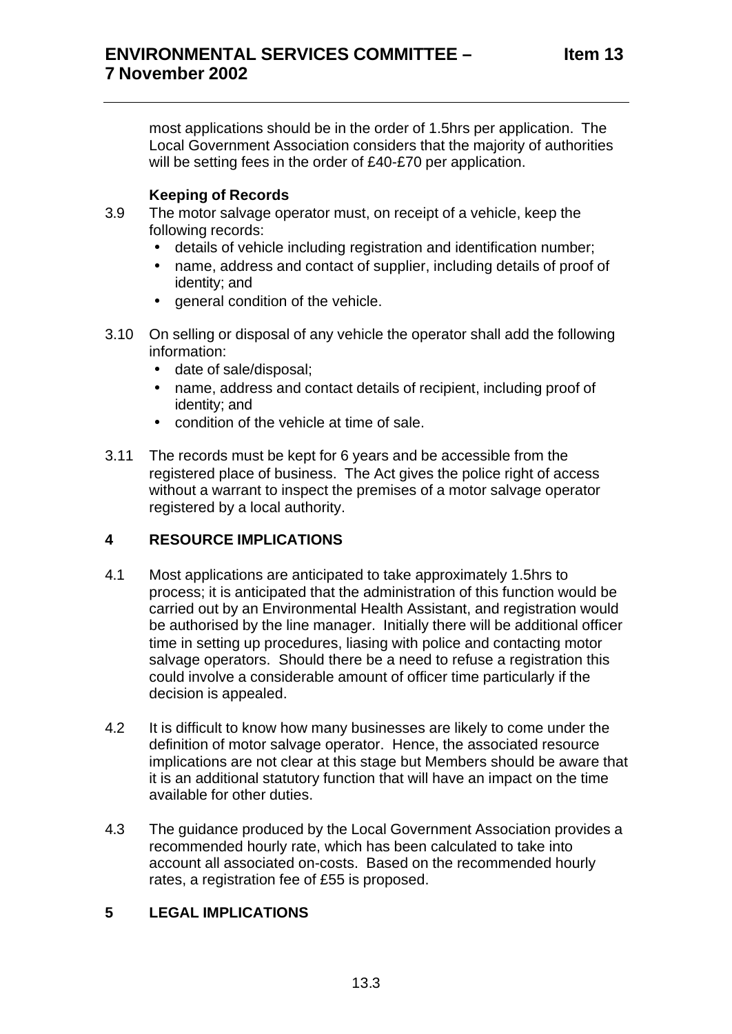most applications should be in the order of 1.5hrs per application. The Local Government Association considers that the majority of authorities will be setting fees in the order of £40-£70 per application.

**Keeping of Records**

3.9 The motor salvage operator must, on receipt of a vehicle, keep the following records:

- details of vehicle including registration and identification number;
- name, address and contact of supplier, including details of proof of identity; and
- general condition of the vehicle.

3.10 On selling or disposal of any vehicle the operator shall add the following information:

- date of sale/disposal;
- name, address and contact details of recipient, including proof of identity; and
- condition of the vehicle at time of sale.

3.11 The records must be kept for 6 years and be accessible from the registered place of business. The Act gives the police right of access without a warrant to inspect the premises of a motor salvage operator registered by a local authority.

## 4 RESOURCE IMPLICATIONS

4.1 Most applications are anticipated to take approximately 1.5hrs to process; it is anticipated that the administration of this function would be carried out by an Environmental Health Assistant, and registration would be authorised by the line manager. Initially there will be additional officer time in setting up procedures, liasing with police and contacting motor salvage operators. Should there be a need to refuse a registration this could involve a considerable amount of officer time particularly if the decision is appealed.

4.2 It is difficult to know how many businesses are likely to come under the definition of motor salvage operator. Hence, the associated resource implications are not clear at this stage but Members should be aware that it is an additional statutory function that will have an impact on the time available for other duties.

4.3 The guidance produced by the Local Government Association provides a recommended hourly rate, which has been calculated to take into account all associated on-costs. Based on the recommended hourly rates, a registration fee of £55 is proposed.

## 5 LEGAL IMPLICATIONS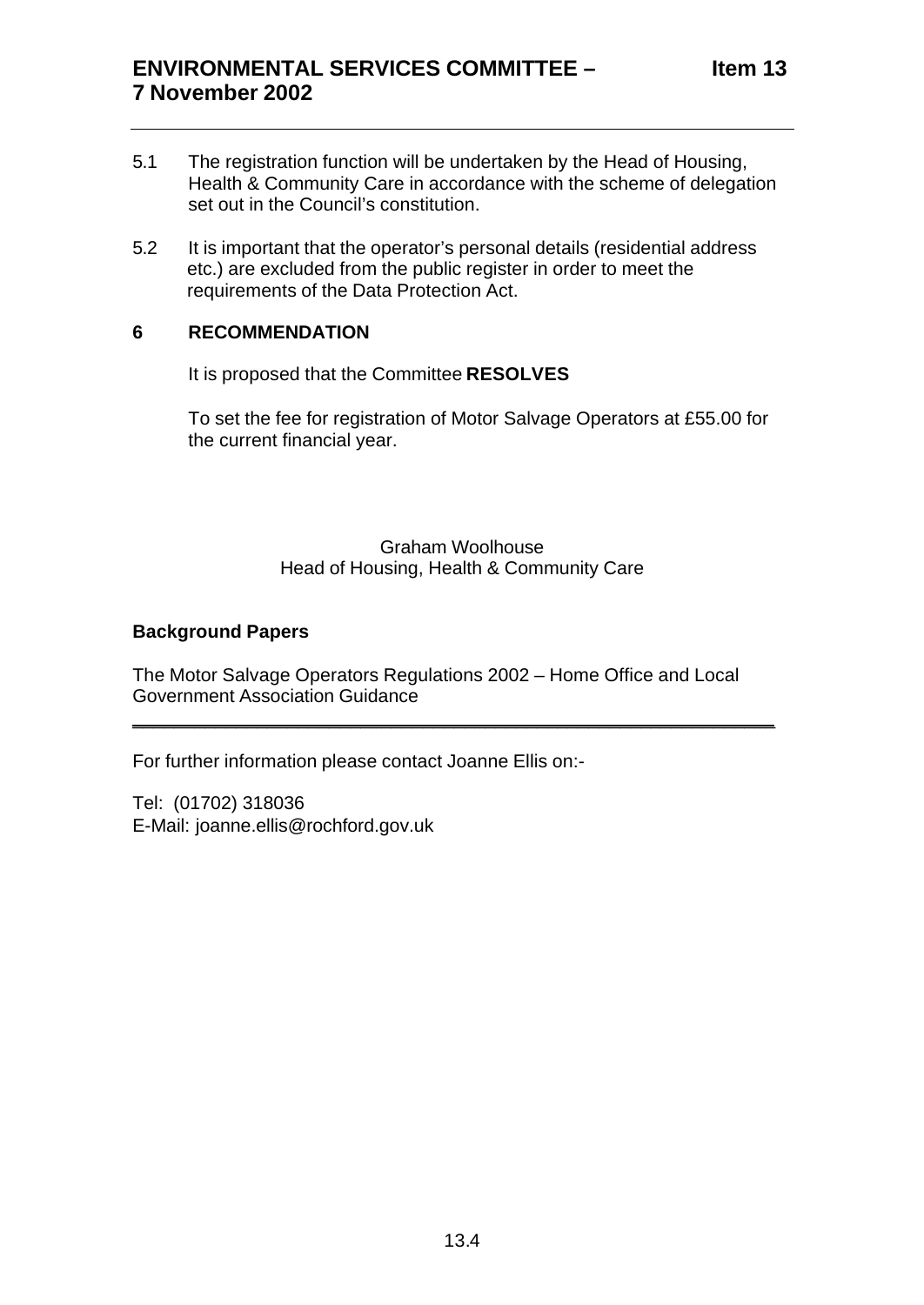5.1 The registration function will be undertaken by the Head of Housing, Health & Community Care in accordance with the scheme of delegation set out in the Council's constitution.

5.2 It is important that the operator's personal details (residential address etc.) are excluded from the public register in order to meet the requirements of the Data Protection Act.

## 6 RECOMMENDATION

It is proposed that the Committee **RESOLVES**

To set the fee for registration of Motor Salvage Operators at £55.00 for the current financial year.

Graham Woolhouse
Head of Housing, Health & Community Care

**Background Papers**

The Motor Salvage Operators Regulations 2002 – Home Office and Local Government Association Guidance

---

For further information please contact Joanne Ellis on:-

Tel: (01702) 318036
E-Mail: joanne.ellis@rochford.gov.uk